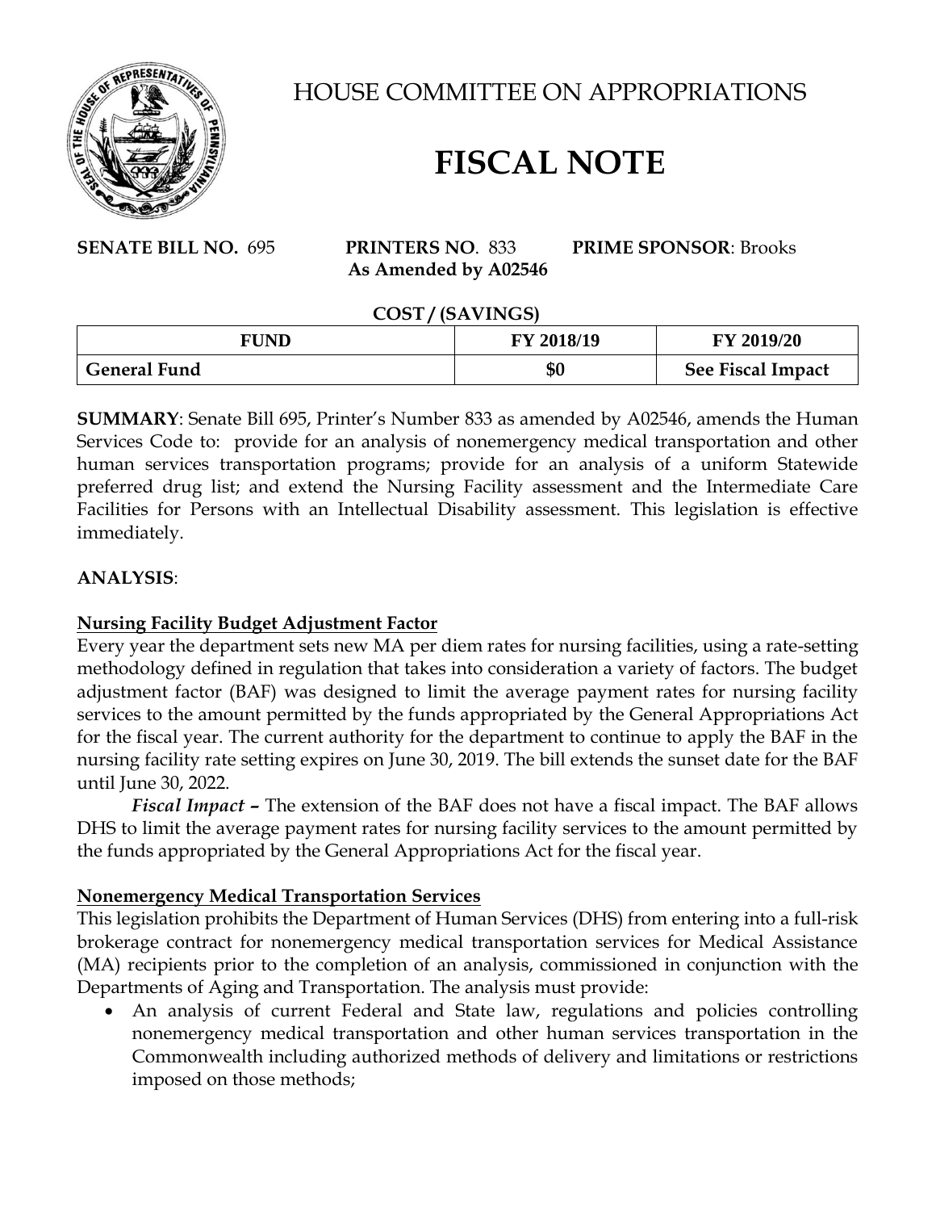# HOUSE COMMITTEE ON APPROPRIATIONS

# FISCAL NOTE

**SENATE BILL NO.** 695 **PRINTERS NO**. 833 **As Amended by A02546** **PRIME SPONSOR**: Brooks

**COST / (SAVINGS)**

| FUND | FY 2018/19 | FY 2019/20 |
|---|---|---|
| General Fund | $0 | See Fiscal Impact |

**SUMMARY**: Senate Bill 695, Printer's Number 833 as amended by A02546, amends the Human Services Code to: provide for an analysis of nonemergency medical transportation and other human services transportation programs; provide for an analysis of a uniform Statewide preferred drug list; and extend the Nursing Facility assessment and the Intermediate Care Facilities for Persons with an Intellectual Disability assessment. This legislation is effective immediately.

**ANALYSIS**:

**Nursing Facility Budget Adjustment Factor**

Every year the department sets new MA per diem rates for nursing facilities, using a rate-setting methodology defined in regulation that takes into consideration a variety of factors. The budget adjustment factor (BAF) was designed to limit the average payment rates for nursing facility services to the amount permitted by the funds appropriated by the General Appropriations Act for the fiscal year. The current authority for the department to continue to apply the BAF in the nursing facility rate setting expires on June 30, 2019. The bill extends the sunset date for the BAF until June 30, 2022.

***Fiscal Impact –*** The extension of the BAF does not have a fiscal impact. The BAF allows DHS to limit the average payment rates for nursing facility services to the amount permitted by the funds appropriated by the General Appropriations Act for the fiscal year.

**Nonemergency Medical Transportation Services**

This legislation prohibits the Department of Human Services (DHS) from entering into a full-risk brokerage contract for nonemergency medical transportation services for Medical Assistance (MA) recipients prior to the completion of an analysis, commissioned in conjunction with the Departments of Aging and Transportation. The analysis must provide:

- An analysis of current Federal and State law, regulations and policies controlling nonemergency medical transportation and other human services transportation in the Commonwealth including authorized methods of delivery and limitations or restrictions imposed on those methods;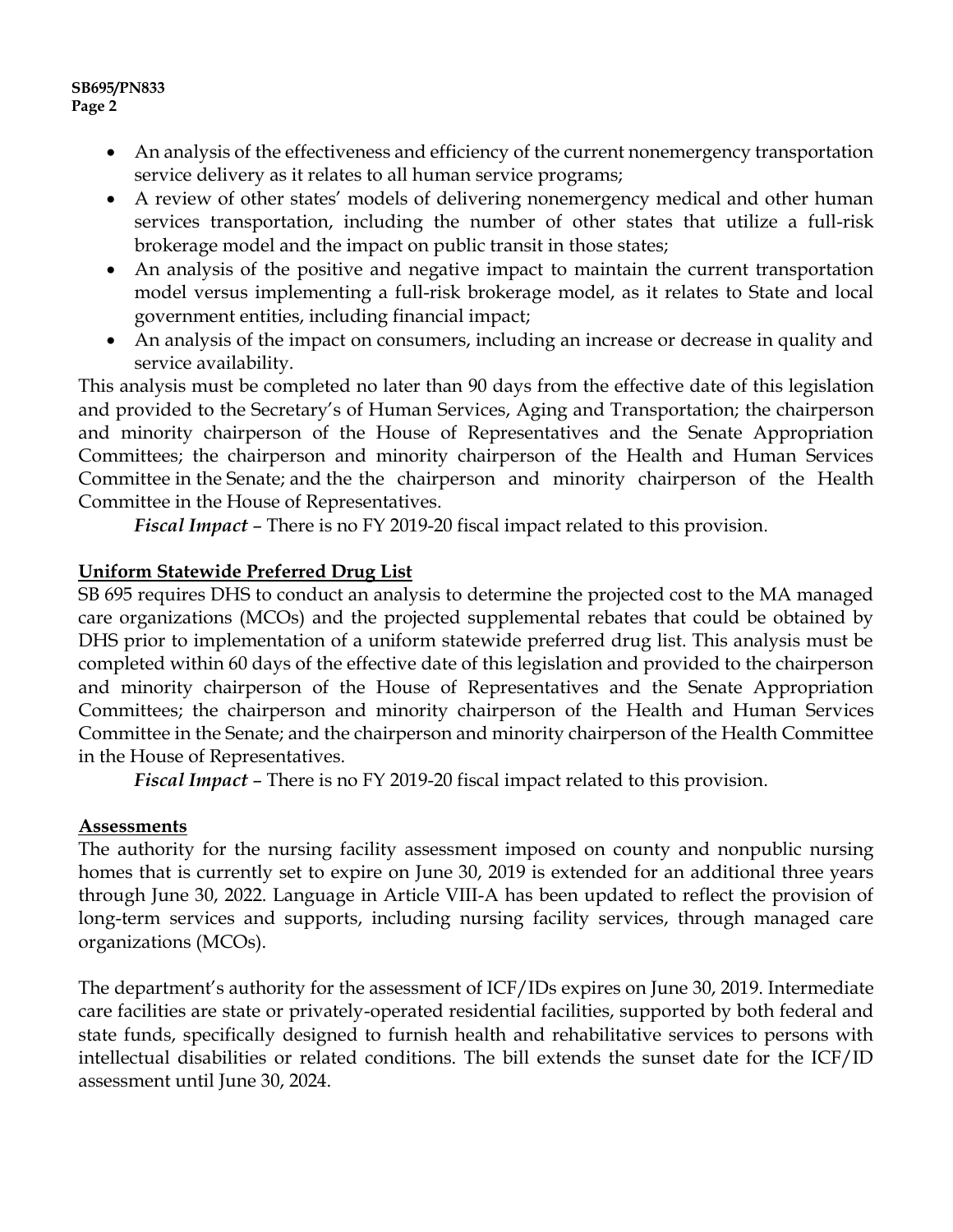- An analysis of the effectiveness and efficiency of the current nonemergency transportation service delivery as it relates to all human service programs;
- A review of other states' models of delivering nonemergency medical and other human services transportation, including the number of other states that utilize a full-risk brokerage model and the impact on public transit in those states;
- An analysis of the positive and negative impact to maintain the current transportation model versus implementing a full-risk brokerage model, as it relates to State and local government entities, including financial impact;
- An analysis of the impact on consumers, including an increase or decrease in quality and service availability.

This analysis must be completed no later than 90 days from the effective date of this legislation and provided to the Secretary's of Human Services, Aging and Transportation; the chairperson and minority chairperson of the House of Representatives and the Senate Appropriation Committees; the chairperson and minority chairperson of the Health and Human Services Committee in the Senate; and the the chairperson and minority chairperson of the Health Committee in the House of Representatives.

*Fiscal Impact* – There is no FY 2019-20 fiscal impact related to this provision.

**Uniform Statewide Preferred Drug List**

SB 695 requires DHS to conduct an analysis to determine the projected cost to the MA managed care organizations (MCOs) and the projected supplemental rebates that could be obtained by DHS prior to implementation of a uniform statewide preferred drug list. This analysis must be completed within 60 days of the effective date of this legislation and provided to the chairperson and minority chairperson of the House of Representatives and the Senate Appropriation Committees; the chairperson and minority chairperson of the Health and Human Services Committee in the Senate; and the chairperson and minority chairperson of the Health Committee in the House of Representatives.

*Fiscal Impact* – There is no FY 2019-20 fiscal impact related to this provision.

**Assessments**

The authority for the nursing facility assessment imposed on county and nonpublic nursing homes that is currently set to expire on June 30, 2019 is extended for an additional three years through June 30, 2022. Language in Article VIII-A has been updated to reflect the provision of long-term services and supports, including nursing facility services, through managed care organizations (MCOs).

The department's authority for the assessment of ICF/IDs expires on June 30, 2019. Intermediate care facilities are state or privately-operated residential facilities, supported by both federal and state funds, specifically designed to furnish health and rehabilitative services to persons with intellectual disabilities or related conditions. The bill extends the sunset date for the ICF/ID assessment until June 30, 2024.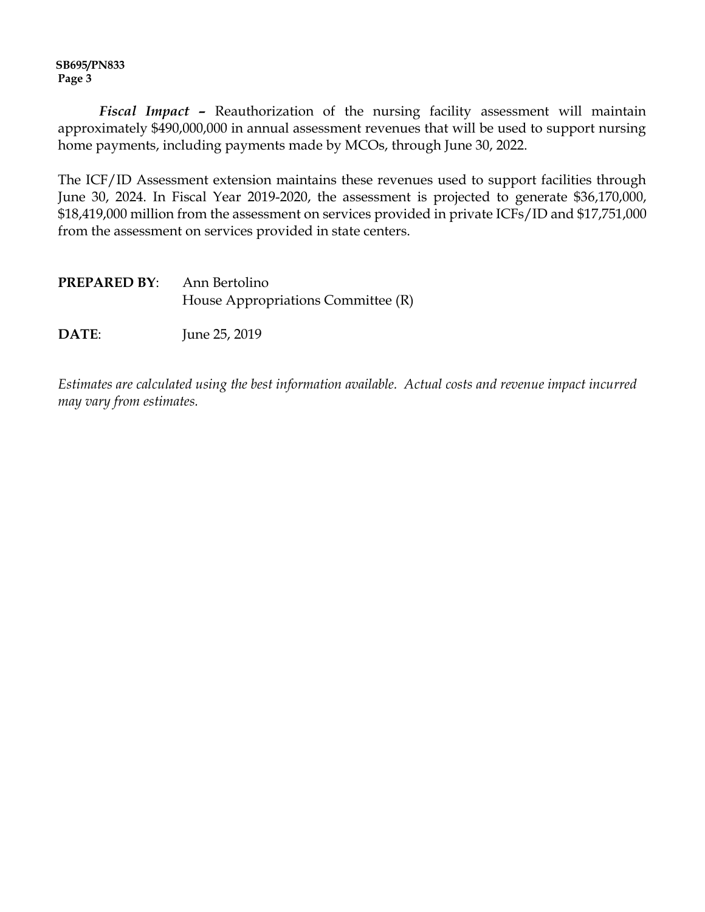***Fiscal Impact –*** Reauthorization of the nursing facility assessment will maintain approximately $490,000,000 in annual assessment revenues that will be used to support nursing home payments, including payments made by MCOs, through June 30, 2022.

The ICF/ID Assessment extension maintains these revenues used to support facilities through June 30, 2024. In Fiscal Year 2019-2020, the assessment is projected to generate $36,170,000, $18,419,000 million from the assessment on services provided in private ICFs/ID and $17,751,000 from the assessment on services provided in state centers.

**PREPARED BY**: Ann Bertolino
House Appropriations Committee (R)

**DATE**: June 25, 2019

*Estimates are calculated using the best information available. Actual costs and revenue impact incurred may vary from estimates.*